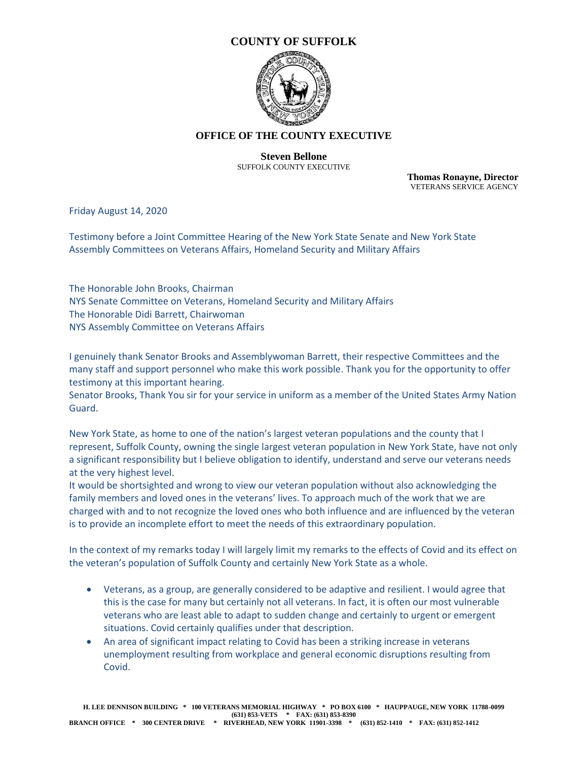# COUNTY OF SUFFOLK

## OFFICE OF THE COUNTY EXECUTIVE

**Steven Bellone**
SUFFOLK COUNTY EXECUTIVE

**Thomas Ronayne, Director**
VETERANS SERVICE AGENCY

Friday August 14, 2020

Testimony before a Joint Committee Hearing of the New York State Senate and New York State Assembly Committees on Veterans Affairs, Homeland Security and Military Affairs

The Honorable John Brooks, Chairman
NYS Senate Committee on Veterans, Homeland Security and Military Affairs
The Honorable Didi Barrett, Chairwoman
NYS Assembly Committee on Veterans Affairs

I genuinely thank Senator Brooks and Assemblywoman Barrett, their respective Committees and the many staff and support personnel who make this work possible. Thank you for the opportunity to offer testimony at this important hearing.
Senator Brooks, Thank You sir for your service in uniform as a member of the United States Army Nation Guard.

New York State, as home to one of the nation's largest veteran populations and the county that I represent, Suffolk County, owning the single largest veteran population in New York State, have not only a significant responsibility but I believe obligation to identify, understand and serve our veterans needs at the very highest level.
It would be shortsighted and wrong to view our veteran population without also acknowledging the family members and loved ones in the veterans' lives. To approach much of the work that we are charged with and to not recognize the loved ones who both influence and are influenced by the veteran is to provide an incomplete effort to meet the needs of this extraordinary population.

In the context of my remarks today I will largely limit my remarks to the effects of Covid and its effect on the veteran's population of Suffolk County and certainly New York State as a whole.

- Veterans, as a group, are generally considered to be adaptive and resilient. I would agree that this is the case for many but certainly not all veterans. In fact, it is often our most vulnerable veterans who are least able to adapt to sudden change and certainly to urgent or emergent situations. Covid certainly qualifies under that description.
- An area of significant impact relating to Covid has been a striking increase in veterans unemployment resulting from workplace and general economic disruptions resulting from Covid.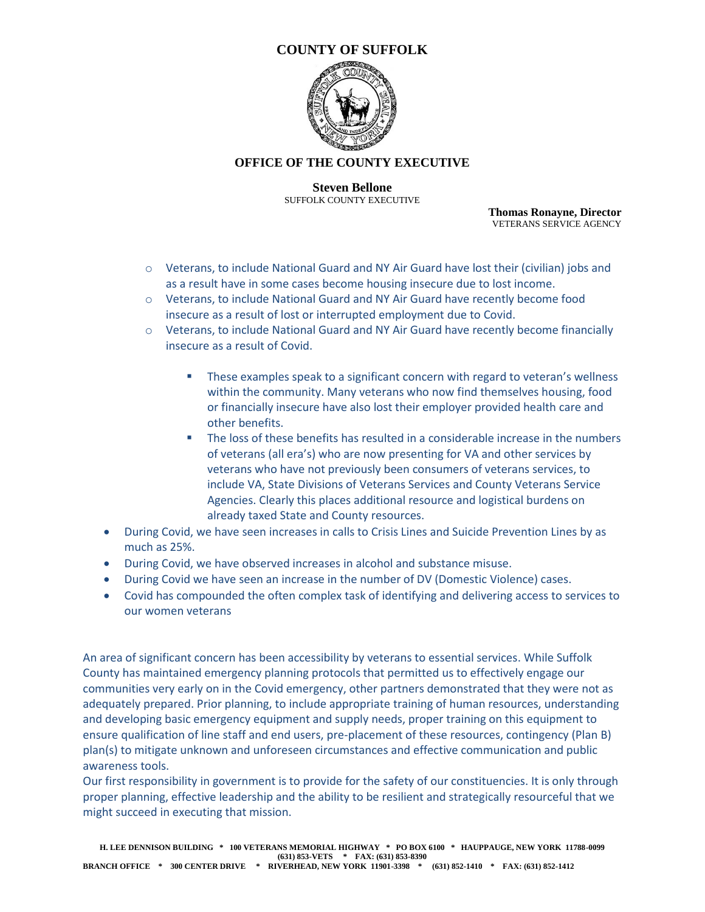# COUNTY OF SUFFOLK

## OFFICE OF THE COUNTY EXECUTIVE

**Steven Bellone**
SUFFOLK COUNTY EXECUTIVE

**Thomas Ronayne, Director**
VETERANS SERVICE AGENCY

  - Veterans, to include National Guard and NY Air Guard have lost their (civilian) jobs and as a result have in some cases become housing insecure due to lost income.
  - Veterans, to include National Guard and NY Air Guard have recently become food insecure as a result of lost or interrupted employment due to Covid.
  - Veterans, to include National Guard and NY Air Guard have recently become financially insecure as a result of Covid.
    - These examples speak to a significant concern with regard to veteran's wellness within the community. Many veterans who now find themselves housing, food or financially insecure have also lost their employer provided health care and other benefits.
    - The loss of these benefits has resulted in a considerable increase in the numbers of veterans (all era's) who are now presenting for VA and other services by veterans who have not previously been consumers of veterans services, to include VA, State Divisions of Veterans Services and County Veterans Service Agencies. Clearly this places additional resource and logistical burdens on already taxed State and County resources.
- During Covid, we have seen increases in calls to Crisis Lines and Suicide Prevention Lines by as much as 25%.
- During Covid, we have observed increases in alcohol and substance misuse.
- During Covid we have seen an increase in the number of DV (Domestic Violence) cases.
- Covid has compounded the often complex task of identifying and delivering access to services to our women veterans

An area of significant concern has been accessibility by veterans to essential services. While Suffolk County has maintained emergency planning protocols that permitted us to effectively engage our communities very early on in the Covid emergency, other partners demonstrated that they were not as adequately prepared. Prior planning, to include appropriate training of human resources, understanding and developing basic emergency equipment and supply needs, proper training on this equipment to ensure qualification of line staff and end users, pre-placement of these resources, contingency (Plan B) plan(s) to mitigate unknown and unforeseen circumstances and effective communication and public awareness tools.

Our first responsibility in government is to provide for the safety of our constituencies. It is only through proper planning, effective leadership and the ability to be resilient and strategically resourceful that we might succeed in executing that mission.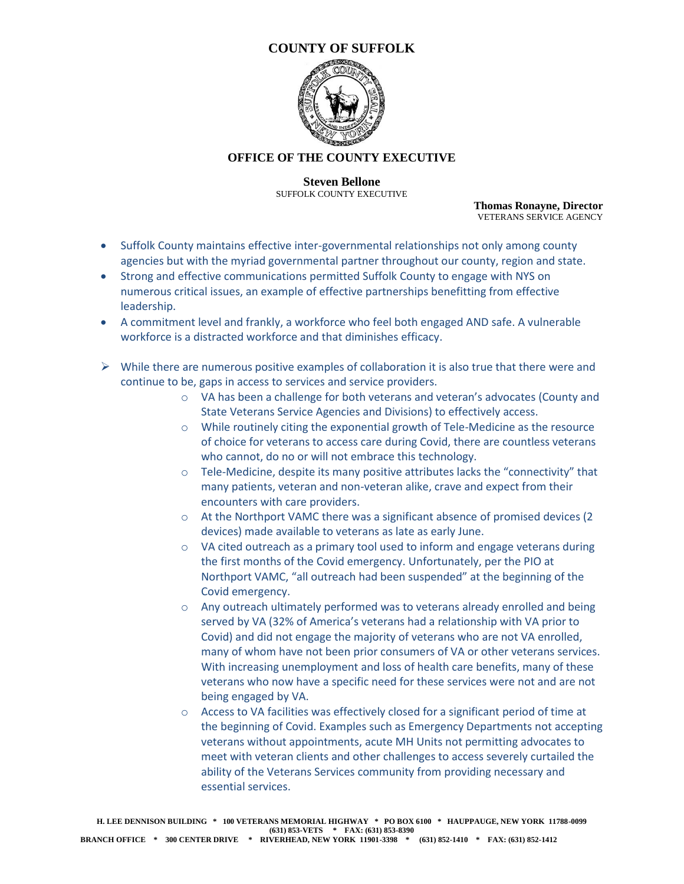# COUNTY OF SUFFOLK

## OFFICE OF THE COUNTY EXECUTIVE

**Steven Bellone**
SUFFOLK COUNTY EXECUTIVE

**Thomas Ronayne, Director**
VETERANS SERVICE AGENCY

- Suffolk County maintains effective inter-governmental relationships not only among county agencies but with the myriad governmental partner throughout our county, region and state.
- Strong and effective communications permitted Suffolk County to engage with NYS on numerous critical issues, an example of effective partnerships benefitting from effective leadership.
- A commitment level and frankly, a workforce who feel both engaged AND safe. A vulnerable workforce is a distracted workforce and that diminishes efficacy.

- While there are numerous positive examples of collaboration it is also true that there were and continue to be, gaps in access to services and service providers.
  - VA has been a challenge for both veterans and veteran's advocates (County and State Veterans Service Agencies and Divisions) to effectively access.
  - While routinely citing the exponential growth of Tele-Medicine as the resource of choice for veterans to access care during Covid, there are countless veterans who cannot, do no or will not embrace this technology.
  - Tele-Medicine, despite its many positive attributes lacks the "connectivity" that many patients, veteran and non-veteran alike, crave and expect from their encounters with care providers.
  - At the Northport VAMC there was a significant absence of promised devices (2 devices) made available to veterans as late as early June.
  - VA cited outreach as a primary tool used to inform and engage veterans during the first months of the Covid emergency. Unfortunately, per the PIO at Northport VAMC, "all outreach had been suspended" at the beginning of the Covid emergency.
  - Any outreach ultimately performed was to veterans already enrolled and being served by VA (32% of America's veterans had a relationship with VA prior to Covid) and did not engage the majority of veterans who are not VA enrolled, many of whom have not been prior consumers of VA or other veterans services. With increasing unemployment and loss of health care benefits, many of these veterans who now have a specific need for these services were not and are not being engaged by VA.
  - Access to VA facilities was effectively closed for a significant period of time at the beginning of Covid. Examples such as Emergency Departments not accepting veterans without appointments, acute MH Units not permitting advocates to meet with veteran clients and other challenges to access severely curtailed the ability of the Veterans Services community from providing necessary and essential services.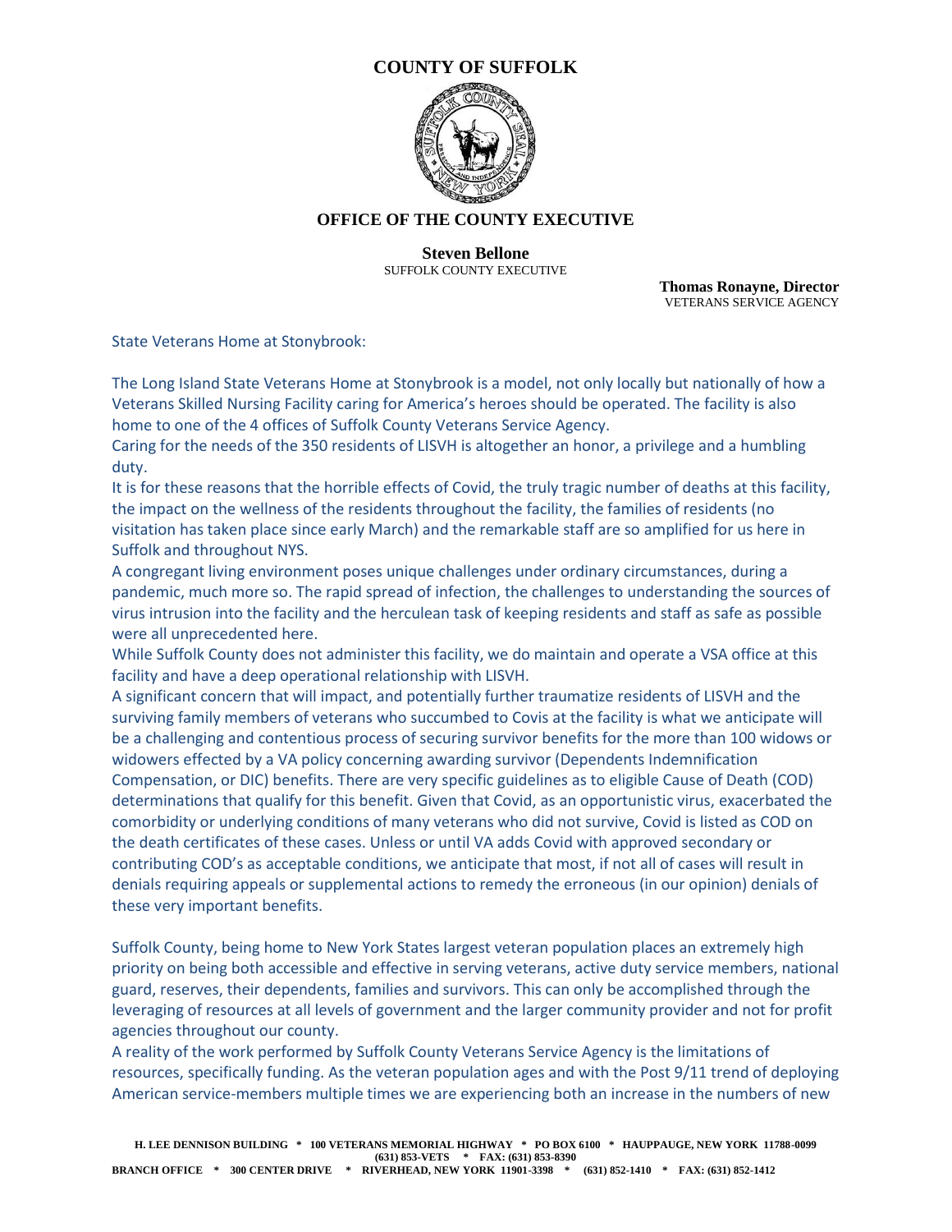# COUNTY OF SUFFOLK

## OFFICE OF THE COUNTY EXECUTIVE

**Steven Bellone**
SUFFOLK COUNTY EXECUTIVE

**Thomas Ronayne, Director**
VETERANS SERVICE AGENCY

State Veterans Home at Stonybrook:

The Long Island State Veterans Home at Stonybrook is a model, not only locally but nationally of how a Veterans Skilled Nursing Facility caring for America's heroes should be operated. The facility is also home to one of the 4 offices of Suffolk County Veterans Service Agency.

Caring for the needs of the 350 residents of LISVH is altogether an honor, a privilege and a humbling duty.

It is for these reasons that the horrible effects of Covid, the truly tragic number of deaths at this facility, the impact on the wellness of the residents throughout the facility, the families of residents (no visitation has taken place since early March) and the remarkable staff are so amplified for us here in Suffolk and throughout NYS.

A congregant living environment poses unique challenges under ordinary circumstances, during a pandemic, much more so. The rapid spread of infection, the challenges to understanding the sources of virus intrusion into the facility and the herculean task of keeping residents and staff as safe as possible were all unprecedented here.

While Suffolk County does not administer this facility, we do maintain and operate a VSA office at this facility and have a deep operational relationship with LISVH.

A significant concern that will impact, and potentially further traumatize residents of LISVH and the surviving family members of veterans who succumbed to Covis at the facility is what we anticipate will be a challenging and contentious process of securing survivor benefits for the more than 100 widows or widowers effected by a VA policy concerning awarding survivor (Dependents Indemnification Compensation, or DIC) benefits. There are very specific guidelines as to eligible Cause of Death (COD) determinations that qualify for this benefit. Given that Covid, as an opportunistic virus, exacerbated the comorbidity or underlying conditions of many veterans who did not survive, Covid is listed as COD on the death certificates of these cases. Unless or until VA adds Covid with approved secondary or contributing COD's as acceptable conditions, we anticipate that most, if not all of cases will result in denials requiring appeals or supplemental actions to remedy the erroneous (in our opinion) denials of these very important benefits.

Suffolk County, being home to New York States largest veteran population places an extremely high priority on being both accessible and effective in serving veterans, active duty service members, national guard, reserves, their dependents, families and survivors. This can only be accomplished through the leveraging of resources at all levels of government and the larger community provider and not for profit agencies throughout our county.

A reality of the work performed by Suffolk County Veterans Service Agency is the limitations of resources, specifically funding. As the veteran population ages and with the Post 9/11 trend of deploying American service-members multiple times we are experiencing both an increase in the numbers of new

H. LEE DENNISON BUILDING * 100 VETERANS MEMORIAL HIGHWAY * PO BOX 6100 * HAUPPAUGE, NEW YORK 11788-0099
(631) 853-VETS * FAX: (631) 853-8390
BRANCH OFFICE * 300 CENTER DRIVE * RIVERHEAD, NEW YORK 11901-3398 * (631) 852-1410 * FAX: (631) 852-1412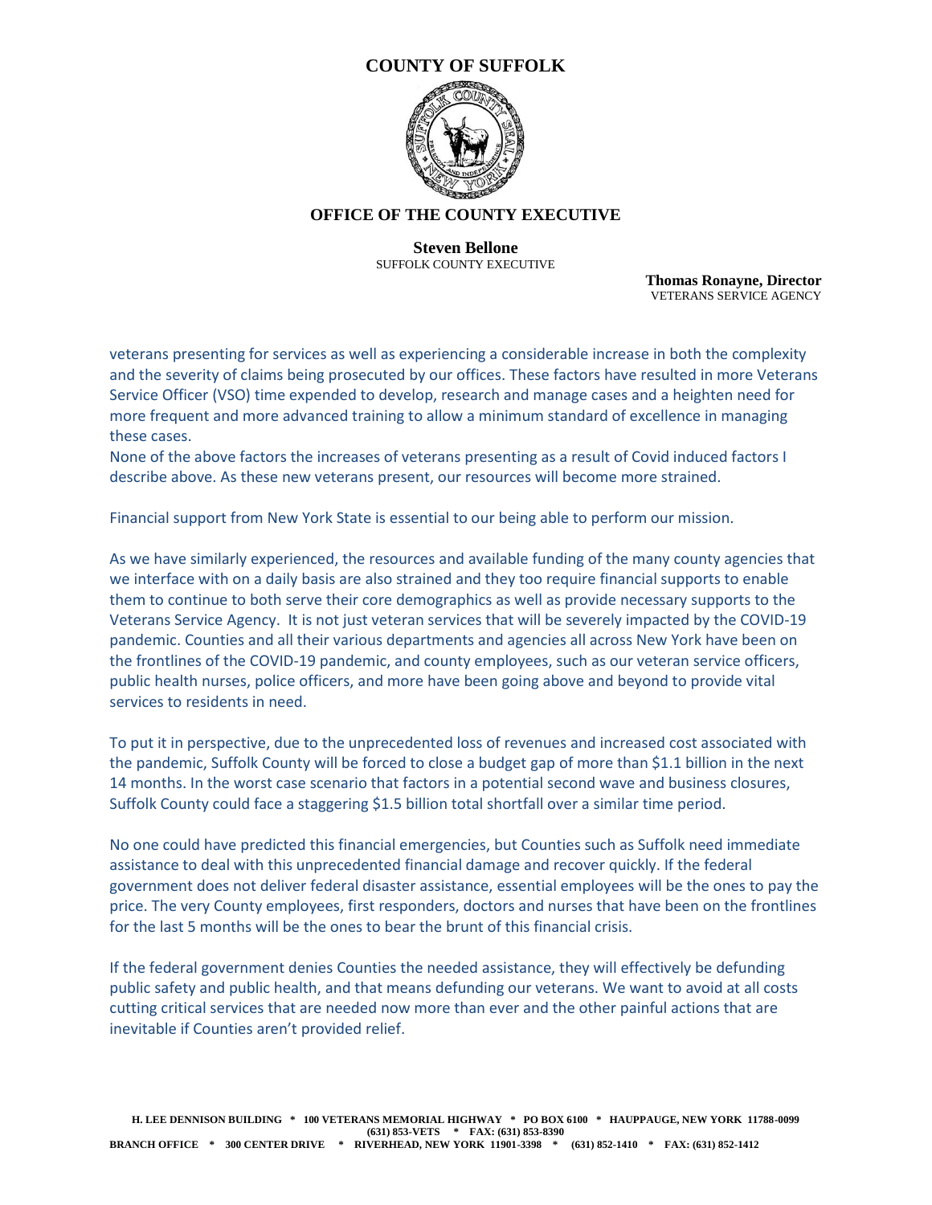veterans presenting for services as well as experiencing a considerable increase in both the complexity and the severity of claims being prosecuted by our offices. These factors have resulted in more Veterans Service Officer (VSO) time expended to develop, research and manage cases and a heighten need for more frequent and more advanced training to allow a minimum standard of excellence in managing these cases.

None of the above factors the increases of veterans presenting as a result of Covid induced factors I describe above. As these new veterans present, our resources will become more strained.

Financial support from New York State is essential to our being able to perform our mission.

As we have similarly experienced, the resources and available funding of the many county agencies that we interface with on a daily basis are also strained and they too require financial supports to enable them to continue to both serve their core demographics as well as provide necessary supports to the Veterans Service Agency. It is not just veteran services that will be severely impacted by the COVID-19 pandemic. Counties and all their various departments and agencies all across New York have been on the frontlines of the COVID-19 pandemic, and county employees, such as our veteran service officers, public health nurses, police officers, and more have been going above and beyond to provide vital services to residents in need.

To put it in perspective, due to the unprecedented loss of revenues and increased cost associated with the pandemic, Suffolk County will be forced to close a budget gap of more than $1.1 billion in the next 14 months. In the worst case scenario that factors in a potential second wave and business closures, Suffolk County could face a staggering $1.5 billion total shortfall over a similar time period.

No one could have predicted this financial emergencies, but Counties such as Suffolk need immediate assistance to deal with this unprecedented financial damage and recover quickly. If the federal government does not deliver federal disaster assistance, essential employees will be the ones to pay the price. The very County employees, first responders, doctors and nurses that have been on the frontlines for the last 5 months will be the ones to bear the brunt of this financial crisis.

If the federal government denies Counties the needed assistance, they will effectively be defunding public safety and public health, and that means defunding our veterans. We want to avoid at all costs cutting critical services that are needed now more than ever and the other painful actions that are inevitable if Counties aren't provided relief.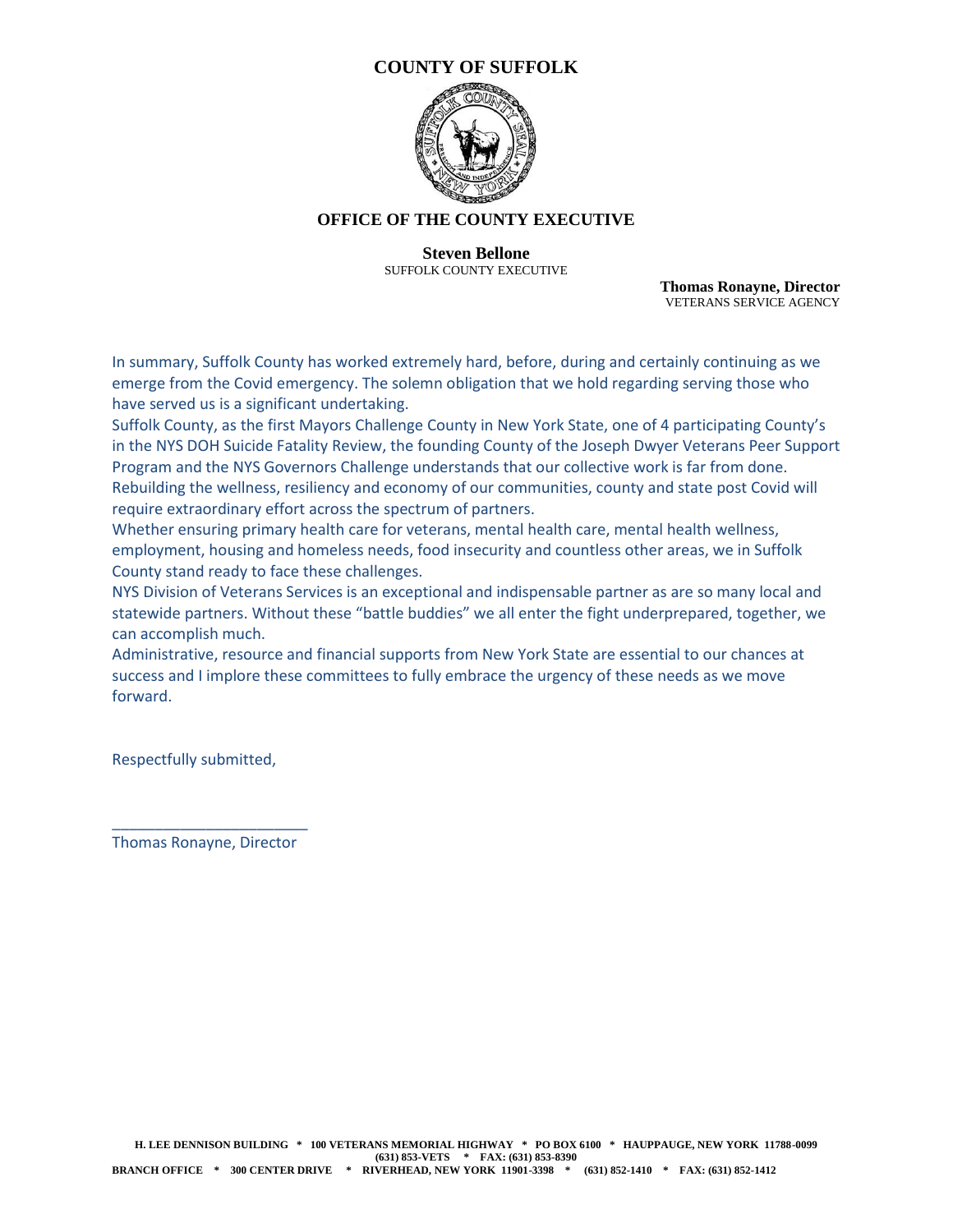**COUNTY OF SUFFOLK**

**OFFICE OF THE COUNTY EXECUTIVE**

**Steven Bellone**
SUFFOLK COUNTY EXECUTIVE

**Thomas Ronayne, Director**
VETERANS SERVICE AGENCY

In summary, Suffolk County has worked extremely hard, before, during and certainly continuing as we emerge from the Covid emergency. The solemn obligation that we hold regarding serving those who have served us is a significant undertaking.

Suffolk County, as the first Mayors Challenge County in New York State, one of 4 participating County's in the NYS DOH Suicide Fatality Review, the founding County of the Joseph Dwyer Veterans Peer Support Program and the NYS Governors Challenge understands that our collective work is far from done.

Rebuilding the wellness, resiliency and economy of our communities, county and state post Covid will require extraordinary effort across the spectrum of partners.

Whether ensuring primary health care for veterans, mental health care, mental health wellness, employment, housing and homeless needs, food insecurity and countless other areas, we in Suffolk County stand ready to face these challenges.

NYS Division of Veterans Services is an exceptional and indispensable partner as are so many local and statewide partners. Without these "battle buddies" we all enter the fight underprepared, together, we can accomplish much.

Administrative, resource and financial supports from New York State are essential to our chances at success and I implore these committees to fully embrace the urgency of these needs as we move forward.

Respectfully submitted,

______________________
Thomas Ronayne, Director

H. LEE DENNISON BUILDING * 100 VETERANS MEMORIAL HIGHWAY * PO BOX 6100 * HAUPPAUGE, NEW YORK 11788-0099
(631) 853-VETS * FAX: (631) 853-8390
BRANCH OFFICE * 300 CENTER DRIVE * RIVERHEAD, NEW YORK 11901-3398 * (631) 852-1410 * FAX: (631) 852-1412